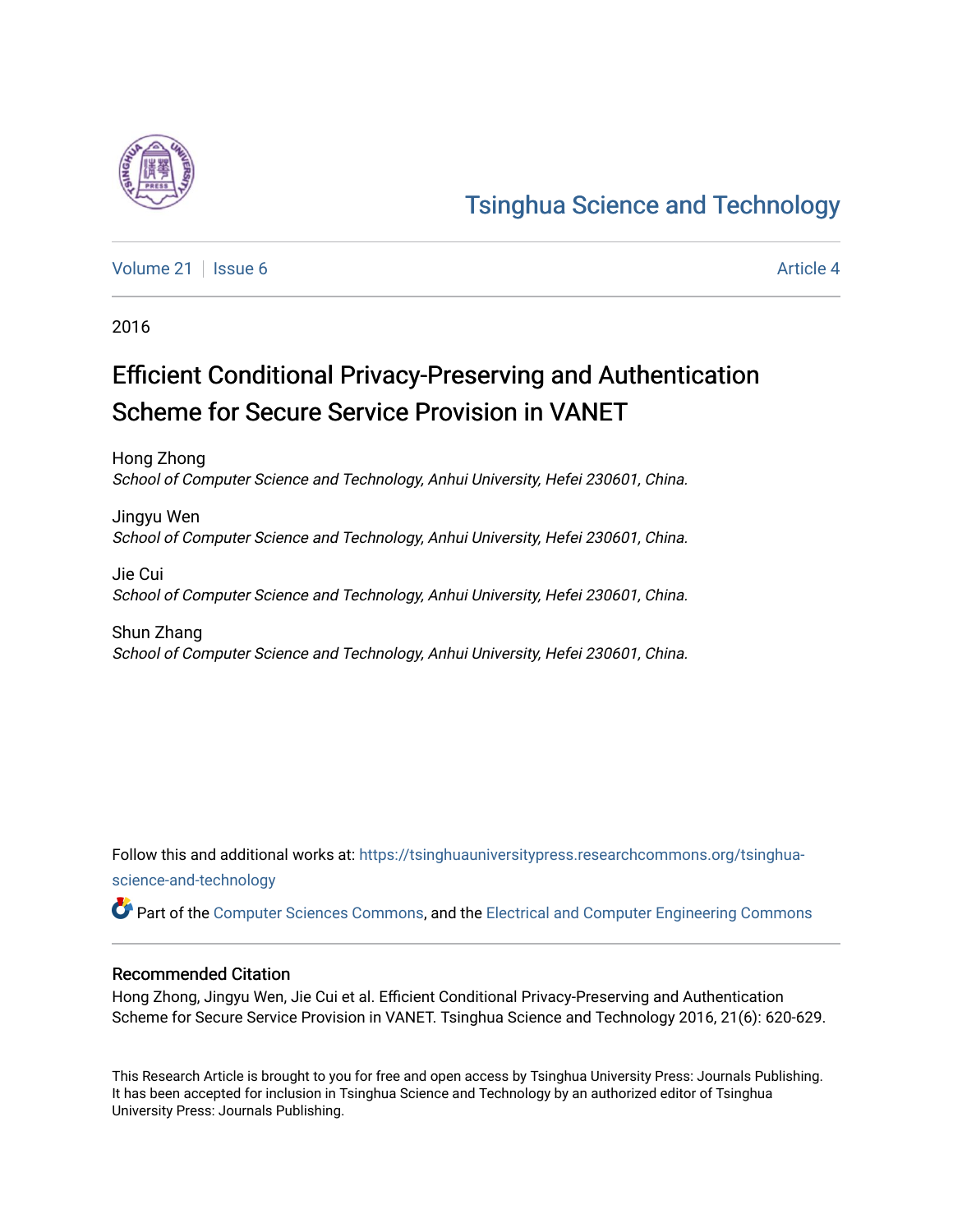Tsinghua Science and Technology

Volume 21 | Issue 6 | Article 4

2016

# Efficient Conditional Privacy-Preserving and Authentication Scheme for Secure Service Provision in VANET

Hong Zhong
*School of Computer Science and Technology, Anhui University, Hefei 230601, China.*

Jingyu Wen
*School of Computer Science and Technology, Anhui University, Hefei 230601, China.*

Jie Cui
*School of Computer Science and Technology, Anhui University, Hefei 230601, China.*

Shun Zhang
*School of Computer Science and Technology, Anhui University, Hefei 230601, China.*

Follow this and additional works at: https://tsinghuauniversitypress.researchcommons.org/tsinghua-science-and-technology

Part of the Computer Sciences Commons, and the Electrical and Computer Engineering Commons

## Recommended Citation

Hong Zhong, Jingyu Wen, Jie Cui et al. Efficient Conditional Privacy-Preserving and Authentication Scheme for Secure Service Provision in VANET. Tsinghua Science and Technology 2016, 21(6): 620-629.

This Research Article is brought to you for free and open access by Tsinghua University Press: Journals Publishing. It has been accepted for inclusion in Tsinghua Science and Technology by an authorized editor of Tsinghua University Press: Journals Publishing.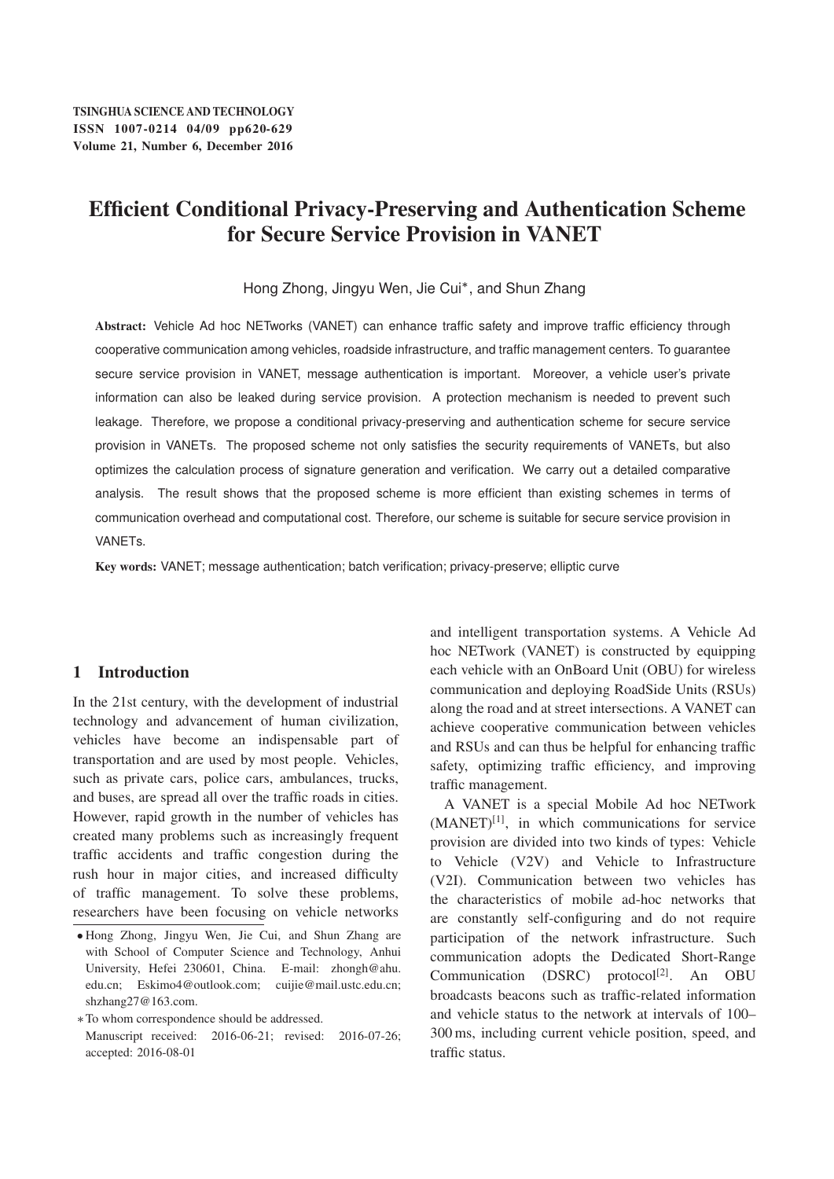# Efficient Conditional Privacy-Preserving and Authentication Scheme for Secure Service Provision in VANET

Hong Zhong, Jingyu Wen, Jie Cui*, and Shun Zhang

**Abstract:** Vehicle Ad hoc NETworks (VANET) can enhance traffic safety and improve traffic efficiency through cooperative communication among vehicles, roadside infrastructure, and traffic management centers. To guarantee secure service provision in VANET, message authentication is important. Moreover, a vehicle user's private information can also be leaked during service provision. A protection mechanism is needed to prevent such leakage. Therefore, we propose a conditional privacy-preserving and authentication scheme for secure service provision in VANETs. The proposed scheme not only satisfies the security requirements of VANETs, but also optimizes the calculation process of signature generation and verification. We carry out a detailed comparative analysis. The result shows that the proposed scheme is more efficient than existing schemes in terms of communication overhead and computational cost. Therefore, our scheme is suitable for secure service provision in VANETs.

**Key words:** VANET; message authentication; batch verification; privacy-preserve; elliptic curve

## 1 Introduction

In the 21st century, with the development of industrial technology and advancement of human civilization, vehicles have become an indispensable part of transportation and are used by most people. Vehicles, such as private cars, police cars, ambulances, trucks, and buses, are spread all over the traffic roads in cities. However, rapid growth in the number of vehicles has created many problems such as increasingly frequent traffic accidents and traffic congestion during the rush hour in major cities, and increased difficulty of traffic management. To solve these problems, researchers have been focusing on vehicle networks and intelligent transportation systems. A Vehicle Ad hoc NETwork (VANET) is constructed by equipping each vehicle with an OnBoard Unit (OBU) for wireless communication and deploying RoadSide Units (RSUs) along the road and at street intersections. A VANET can achieve cooperative communication between vehicles and RSUs and can thus be helpful for enhancing traffic safety, optimizing traffic efficiency, and improving traffic management.

A VANET is a special Mobile Ad hoc NETwork (MANET)[1], in which communications for service provision are divided into two kinds of types: Vehicle to Vehicle (V2V) and Vehicle to Infrastructure (V2I). Communication between two vehicles has the characteristics of mobile ad-hoc networks that are constantly self-configuring and do not require participation of the network infrastructure. Such communication adopts the Dedicated Short-Range Communication (DSRC) protocol[2]. An OBU broadcasts beacons such as traffic-related information and vehicle status to the network at intervals of 100–300 ms, including current vehicle position, speed, and traffic status.

• Hong Zhong, Jingyu Wen, Jie Cui, and Shun Zhang are with School of Computer Science and Technology, Anhui University, Hefei 230601, China. E-mail: zhongh@ahu.edu.cn; Eskimo4@outlook.com; cuijie@mail.ustc.edu.cn; shzhang27@163.com.

∗ To whom correspondence should be addressed.
Manuscript received: 2016-06-21; revised: 2016-07-26; accepted: 2016-08-01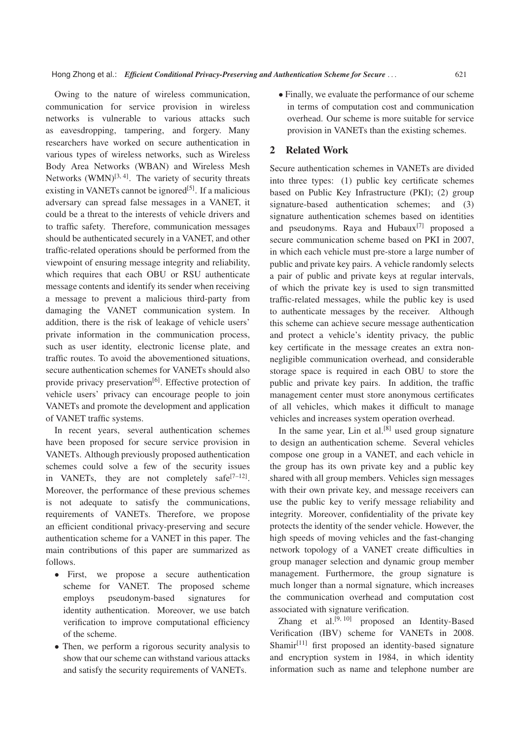Owing to the nature of wireless communication, communication for service provision in wireless networks is vulnerable to various attacks such as eavesdropping, tampering, and forgery. Many researchers have worked on secure authentication in various types of wireless networks, such as Wireless Body Area Networks (WBAN) and Wireless Mesh Networks (WMN)[3, 4]. The variety of security threats existing in VANETs cannot be ignored[5]. If a malicious adversary can spread false messages in a VANET, it could be a threat to the interests of vehicle drivers and to traffic safety. Therefore, communication messages should be authenticated securely in a VANET, and other traffic-related operations should be performed from the viewpoint of ensuring message integrity and reliability, which requires that each OBU or RSU authenticate message contents and identify its sender when receiving a message to prevent a malicious third-party from damaging the VANET communication system. In addition, there is the risk of leakage of vehicle users' private information in the communication process, such as user identity, electronic license plate, and traffic routes. To avoid the abovementioned situations, secure authentication schemes for VANETs should also provide privacy preservation[6]. Effective protection of vehicle users' privacy can encourage people to join VANETs and promote the development and application of VANET traffic systems.

In recent years, several authentication schemes have been proposed for secure service provision in VANETs. Although previously proposed authentication schemes could solve a few of the security issues in VANETs, they are not completely safe[7–12]. Moreover, the performance of these previous schemes is not adequate to satisfy the communications, requirements of VANETs. Therefore, we propose an efficient conditional privacy-preserving and secure authentication scheme for a VANET in this paper. The main contributions of this paper are summarized as follows.

- First, we propose a secure authentication scheme for VANET. The proposed scheme employs pseudonym-based signatures for identity authentication. Moreover, we use batch verification to improve computational efficiency of the scheme.
- Then, we perform a rigorous security analysis to show that our scheme can withstand various attacks and satisfy the security requirements of VANETs.
- Finally, we evaluate the performance of our scheme in terms of computation cost and communication overhead. Our scheme is more suitable for service provision in VANETs than the existing schemes.

## 2 Related Work

Secure authentication schemes in VANETs are divided into three types: (1) public key certificate schemes based on Public Key Infrastructure (PKI); (2) group signature-based authentication schemes; and (3) signature authentication schemes based on identities and pseudonyms. Raya and Hubaux[7] proposed a secure communication scheme based on PKI in 2007, in which each vehicle must pre-store a large number of public and private key pairs. A vehicle randomly selects a pair of public and private keys at regular intervals, of which the private key is used to sign transmitted traffic-related messages, while the public key is used to authenticate messages by the receiver. Although this scheme can achieve secure message authentication and protect a vehicle's identity privacy, the public key certificate in the message creates an extra non-negligible communication overhead, and considerable storage space is required in each OBU to store the public and private key pairs. In addition, the traffic management center must store anonymous certificates of all vehicles, which makes it difficult to manage vehicles and increases system operation overhead.

In the same year, Lin et al.[8] used group signature to design an authentication scheme. Several vehicles compose one group in a VANET, and each vehicle in the group has its own private key and a public key shared with all group members. Vehicles sign messages with their own private key, and message receivers can use the public key to verify message reliability and integrity. Moreover, confidentiality of the private key protects the identity of the sender vehicle. However, the high speeds of moving vehicles and the fast-changing network topology of a VANET create difficulties in group manager selection and dynamic group member management. Furthermore, the group signature is much longer than a normal signature, which increases the communication overhead and computation cost associated with signature verification.

Zhang et al.[9, 10] proposed an Identity-Based Verification (IBV) scheme for VANETs in 2008. Shamir[11] first proposed an identity-based signature and encryption system in 1984, in which identity information such as name and telephone number are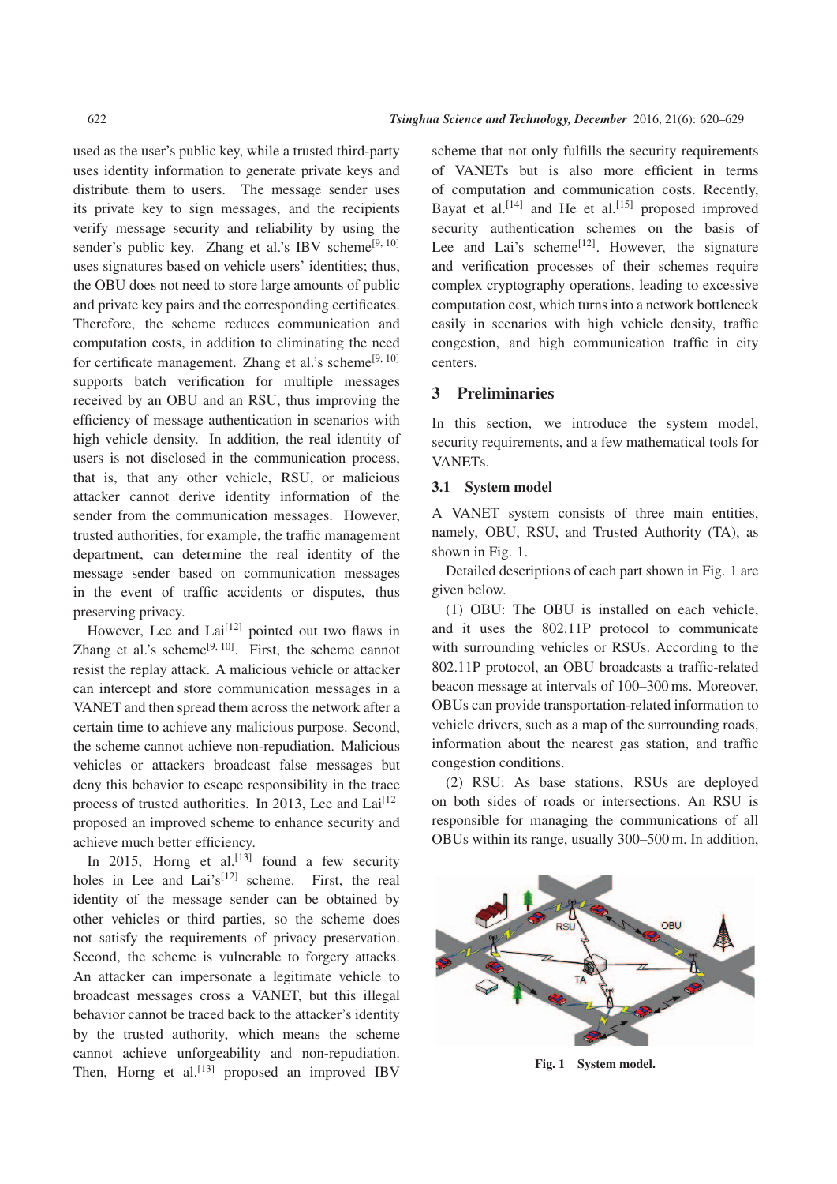used as the user's public key, while a trusted third-party uses identity information to generate private keys and distribute them to users. The message sender uses its private key to sign messages, and the recipients verify message security and reliability by using the sender's public key. Zhang et al.'s IBV scheme[9, 10] uses signatures based on vehicle users' identities; thus, the OBU does not need to store large amounts of public and private key pairs and the corresponding certificates. Therefore, the scheme reduces communication and computation costs, in addition to eliminating the need for certificate management. Zhang et al.'s scheme[9, 10] supports batch verification for multiple messages received by an OBU and an RSU, thus improving the efficiency of message authentication in scenarios with high vehicle density. In addition, the real identity of users is not disclosed in the communication process, that is, that any other vehicle, RSU, or malicious attacker cannot derive identity information of the sender from the communication messages. However, trusted authorities, for example, the traffic management department, can determine the real identity of the message sender based on communication messages in the event of traffic accidents or disputes, thus preserving privacy.

However, Lee and Lai[12] pointed out two flaws in Zhang et al.'s scheme[9, 10]. First, the scheme cannot resist the replay attack. A malicious vehicle or attacker can intercept and store communication messages in a VANET and then spread them across the network after a certain time to achieve any malicious purpose. Second, the scheme cannot achieve non-repudiation. Malicious vehicles or attackers broadcast false messages but deny this behavior to escape responsibility in the trace process of trusted authorities. In 2013, Lee and Lai[12] proposed an improved scheme to enhance security and achieve much better efficiency.

In 2015, Horng et al.[13] found a few security holes in Lee and Lai's[12] scheme. First, the real identity of the message sender can be obtained by other vehicles or third parties, so the scheme does not satisfy the requirements of privacy preservation. Second, the scheme is vulnerable to forgery attacks. An attacker can impersonate a legitimate vehicle to broadcast messages cross a VANET, but this illegal behavior cannot be traced back to the attacker's identity by the trusted authority, which means the scheme cannot achieve unforgeability and non-repudiation. Then, Horng et al.[13] proposed an improved IBV scheme that not only fulfills the security requirements of VANETs but is also more efficient in terms of computation and communication costs. Recently, Bayat et al.[14] and He et al.[15] proposed improved security authentication schemes on the basis of Lee and Lai's scheme[12]. However, the signature and verification processes of their schemes require complex cryptography operations, leading to excessive computation cost, which turns into a network bottleneck easily in scenarios with high vehicle density, traffic congestion, and high communication traffic in city centers.

## 3 Preliminaries

In this section, we introduce the system model, security requirements, and a few mathematical tools for VANETs.

### 3.1 System model

A VANET system consists of three main entities, namely, OBU, RSU, and Trusted Authority (TA), as shown in Fig. 1.

Detailed descriptions of each part shown in Fig. 1 are given below.

(1) OBU: The OBU is installed on each vehicle, and it uses the 802.11P protocol to communicate with surrounding vehicles or RSUs. According to the 802.11P protocol, an OBU broadcasts a traffic-related beacon message at intervals of 100–300 ms. Moreover, OBUs can provide transportation-related information to vehicle drivers, such as a map of the surrounding roads, information about the nearest gas station, and traffic congestion conditions.

(2) RSU: As base stations, RSUs are deployed on both sides of roads or intersections. An RSU is responsible for managing the communications of all OBUs within its range, usually 300–500 m. In addition,

**Fig. 1 System model.**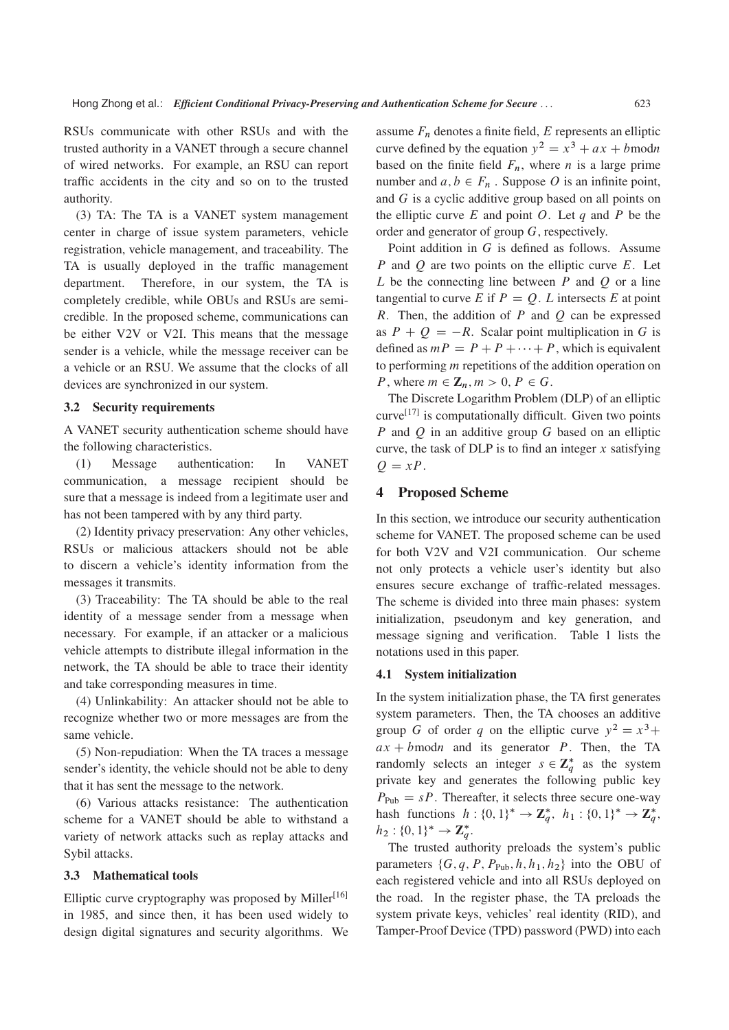RSUs communicate with other RSUs and with the trusted authority in a VANET through a secure channel of wired networks. For example, an RSU can report traffic accidents in the city and so on to the trusted authority.

(3) TA: The TA is a VANET system management center in charge of issue system parameters, vehicle registration, vehicle management, and traceability. The TA is usually deployed in the traffic management department. Therefore, in our system, the TA is completely credible, while OBUs and RSUs are semi-credible. In the proposed scheme, communications can be either V2V or V2I. This means that the message sender is a vehicle, while the message receiver can be a vehicle or an RSU. We assume that the clocks of all devices are synchronized in our system.

### 3.2 Security requirements

A VANET security authentication scheme should have the following characteristics.

(1) Message authentication: In VANET communication, a message recipient should be sure that a message is indeed from a legitimate user and has not been tampered with by any third party.

(2) Identity privacy preservation: Any other vehicles, RSUs or malicious attackers should not be able to discern a vehicle's identity information from the messages it transmits.

(3) Traceability: The TA should be able to the real identity of a message sender from a message when necessary. For example, if an attacker or a malicious vehicle attempts to distribute illegal information in the network, the TA should be able to trace their identity and take corresponding measures in time.

(4) Unlinkability: An attacker should not be able to recognize whether two or more messages are from the same vehicle.

(5) Non-repudiation: When the TA traces a message sender's identity, the vehicle should not be able to deny that it has sent the message to the network.

(6) Various attacks resistance: The authentication scheme for a VANET should be able to withstand a variety of network attacks such as replay attacks and Sybil attacks.

### 3.3 Mathematical tools

Elliptic curve cryptography was proposed by Miller[16] in 1985, and since then, it has been used widely to design digital signatures and security algorithms. We assume $F_n$ denotes a finite field, $E$ represents an elliptic curve defined by the equation $y^2 = x^3 + ax + b \bmod n$ based on the finite field $F_n$, where $n$ is a large prime number and $a, b \in F_n$ . Suppose $O$ is an infinite point, and $G$ is a cyclic additive group based on all points on the elliptic curve $E$ and point $O$. Let $q$ and $P$ be the order and generator of group $G$, respectively.

Point addition in $G$ is defined as follows. Assume $P$ and $Q$ are two points on the elliptic curve $E$. Let $L$ be the connecting line between $P$ and $Q$ or a line tangential to curve $E$ if $P = Q$. $L$ intersects $E$ at point $R$. Then, the addition of $P$ and $Q$ can be expressed as $P + Q = -R$. Scalar point multiplication in $G$ is defined as $mP = P + P + \cdots + P$, which is equivalent to performing $m$ repetitions of the addition operation on $P$, where $m \in \mathbf{Z}_n, m > 0, P \in G$.

The Discrete Logarithm Problem (DLP) of an elliptic curve[17] is computationally difficult. Given two points $P$ and $Q$ in an additive group $G$ based on an elliptic curve, the task of DLP is to find an integer $x$ satisfying $Q = xP$.

## 4 Proposed Scheme

In this section, we introduce our security authentication scheme for VANET. The proposed scheme can be used for both V2V and V2I communication. Our scheme not only protects a vehicle user's identity but also ensures secure exchange of traffic-related messages. The scheme is divided into three main phases: system initialization, pseudonym and key generation, and message signing and verification. Table 1 lists the notations used in this paper.

### 4.1 System initialization

In the system initialization phase, the TA first generates system parameters. Then, the TA chooses an additive group $G$ of order $q$ on the elliptic curve $y^2 = x^3 + ax + b \bmod n$ and its generator $P$. Then, the TA randomly selects an integer $s \in \mathbf{Z}_q^*$ as the system private key and generates the following public key $P_{\text{Pub}} = sP$. Thereafter, it selects three secure one-way hash functions $h : \{0,1\}^* \rightarrow \mathbf{Z}_q^*$, $h_1 : \{0,1\}^* \rightarrow \mathbf{Z}_q^*$, $h_2 : \{0,1\}^* \rightarrow \mathbf{Z}_q^*$.

The trusted authority preloads the system's public parameters $\{G, q, P, P_{\text{Pub}}, h, h_1, h_2\}$ into the OBU of each registered vehicle and into all RSUs deployed on the road. In the register phase, the TA preloads the system private keys, vehicles' real identity (RID), and Tamper-Proof Device (TPD) password (PWD) into each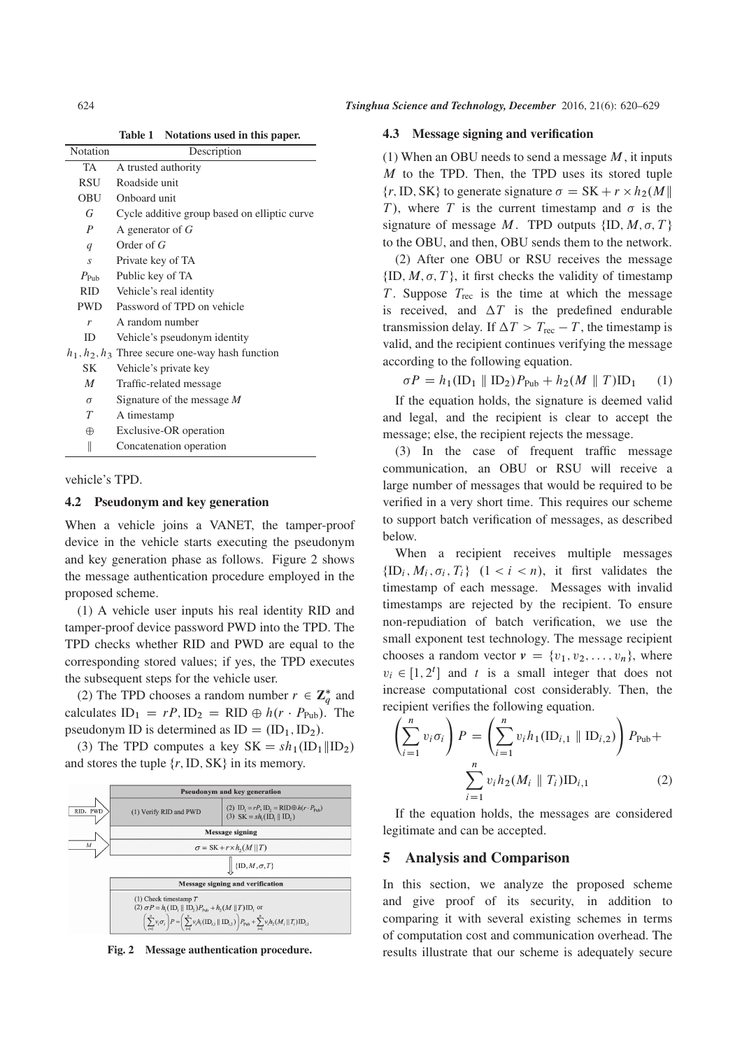Table 1 Notations used in this paper.

| Notation | Description |
|---|---|
| TA | A trusted authority |
| RSU | Roadside unit |
| OBU | Onboard unit |
| $G$ | Cycle additive group based on elliptic curve |
| $P$ | A generator of $G$ |
| $q$ | Order of $G$ |
| $s$ | Private key of TA |
| $P_{\text{Pub}}$ | Public key of TA |
| RID | Vehicle's real identity |
| PWD | Password of TPD on vehicle |
| $r$ | A random number |
| ID | Vehicle's pseudonym identity |
| $h_1, h_2, h_3$ | Three secure one-way hash function |
| SK | Vehicle's private key |
| $M$ | Traffic-related message |
| $\sigma$ | Signature of the message $M$ |
| $T$ | A timestamp |
| $\oplus$ | Exclusive-OR operation |
| $\parallel$ | Concatenation operation |

vehicle's TPD.

### 4.2 Pseudonym and key generation

When a vehicle joins a VANET, the tamper-proof device in the vehicle starts executing the pseudonym and key generation phase as follows. Figure 2 shows the message authentication procedure employed in the proposed scheme.

(1) A vehicle user inputs his real identity RID and tamper-proof device password PWD into the TPD. The TPD checks whether RID and PWD are equal to the corresponding stored values; if yes, the TPD executes the subsequent steps for the vehicle user.

(2) The TPD chooses a random number $r \in \mathbf{Z}_q^*$ and calculates $\text{ID}_1 = rP, \text{ID}_2 = \text{RID} \oplus h(r \cdot P_{\text{Pub}})$. The pseudonym ID is determined as $\text{ID} = (\text{ID}_1, \text{ID}_2)$.

(3) The TPD computes a key $\text{SK} = sh_1(\text{ID}_1 \| \text{ID}_2)$ and stores the tuple $\{r, \text{ID}, \text{SK}\}$ in its memory.

| | Pseudonym and key generation | |
|---|---|---|
| RID, PWD → | (1) Verify RID and PWD | (2) $\text{ID}_1 = rP, \text{ID}_2 = \text{RID} \oplus h(r \cdot P_{\text{Pub}})$ (3) $\text{SK} = sh_1(\text{ID}_1 \| \text{ID}_2)$ |
| | Message signing | |
| $M$ → | $\sigma = \text{SK} + r \times h_2(M \| T)$ | |
| | ↓ $\{\text{ID}, M, \sigma, T\}$ | |
| | Message signing and verification | |
| | (1) Check timestamp $T$ (2) $\sigma P = h_1(\text{ID}_1 \| \text{ID}_2)P_{\text{Pub}} + h_2(M \| T)\text{ID}_1$ or $\left(\sum_{i=1}^{n} v_i \sigma_i\right) P = \left(\sum_{i=1}^{n} v_i h_1(\text{ID}_{i,1} \| \text{ID}_{i,2})\right) P_{\text{Pub}} + \sum_{i=1}^{n} v_i h_2(M_i \| T_i)\text{ID}_{i,1}$ | |

Fig. 2 Message authentication procedure.

### 4.3 Message signing and verification

(1) When an OBU needs to send a message $M$, it inputs $M$ to the TPD. Then, the TPD uses its stored tuple $\{r, \text{ID}, \text{SK}\}$ to generate signature $\sigma = \text{SK} + r \times h_2(M \| T)$, where $T$ is the current timestamp and $\sigma$ is the signature of message $M$. TPD outputs $\{\text{ID}, M, \sigma, T\}$ to the OBU, and then, OBU sends them to the network.

(2) After one OBU or RSU receives the message $\{\text{ID}, M, \sigma, T\}$, it first checks the validity of timestamp $T$. Suppose $T_{\text{rec}}$ is the time at which the message is received, and $\Delta T$ is the predefined endurable transmission delay. If $\Delta T > T_{\text{rec}} - T$, the timestamp is valid, and the recipient continues verifying the message according to the following equation.

$$\sigma P = h_1(\text{ID}_1 \parallel \text{ID}_2)P_{\text{Pub}} + h_2(M \parallel T)\text{ID}_1 \tag{1}$$

If the equation holds, the signature is deemed valid and legal, and the recipient is clear to accept the message; else, the recipient rejects the message.

(3) In the case of frequent traffic message communication, an OBU or RSU will receive a large number of messages that would be required to be verified in a very short time. This requires our scheme to support batch verification of messages, as described below.

When a recipient receives multiple messages $\{\text{ID}_i, M_i, \sigma_i, T_i\}$ $(1 < i < n)$, it first validates the timestamp of each message. Messages with invalid timestamps are rejected by the recipient. To ensure non-repudiation of batch verification, we use the small exponent test technology. The message recipient chooses a random vector $\boldsymbol{v} = \{v_1, v_2, \ldots, v_n\}$, where $v_i \in [1, 2^t]$ and $t$ is a small integer that does not increase computational cost considerably. Then, the recipient verifies the following equation.

$$\left(\sum_{i=1}^{n} v_i \sigma_i\right) P = \left(\sum_{i=1}^{n} v_i h_1(\text{ID}_{i,1} \parallel \text{ID}_{i,2})\right) P_{\text{Pub}} + \sum_{i=1}^{n} v_i h_2(M_i \parallel T_i)\text{ID}_{i,1} \tag{2}$$

If the equation holds, the messages are considered legitimate and can be accepted.

## 5 Analysis and Comparison

In this section, we analyze the proposed scheme and give proof of its security, in addition to comparing it with several existing schemes in terms of computation cost and communication overhead. The results illustrate that our scheme is adequately secure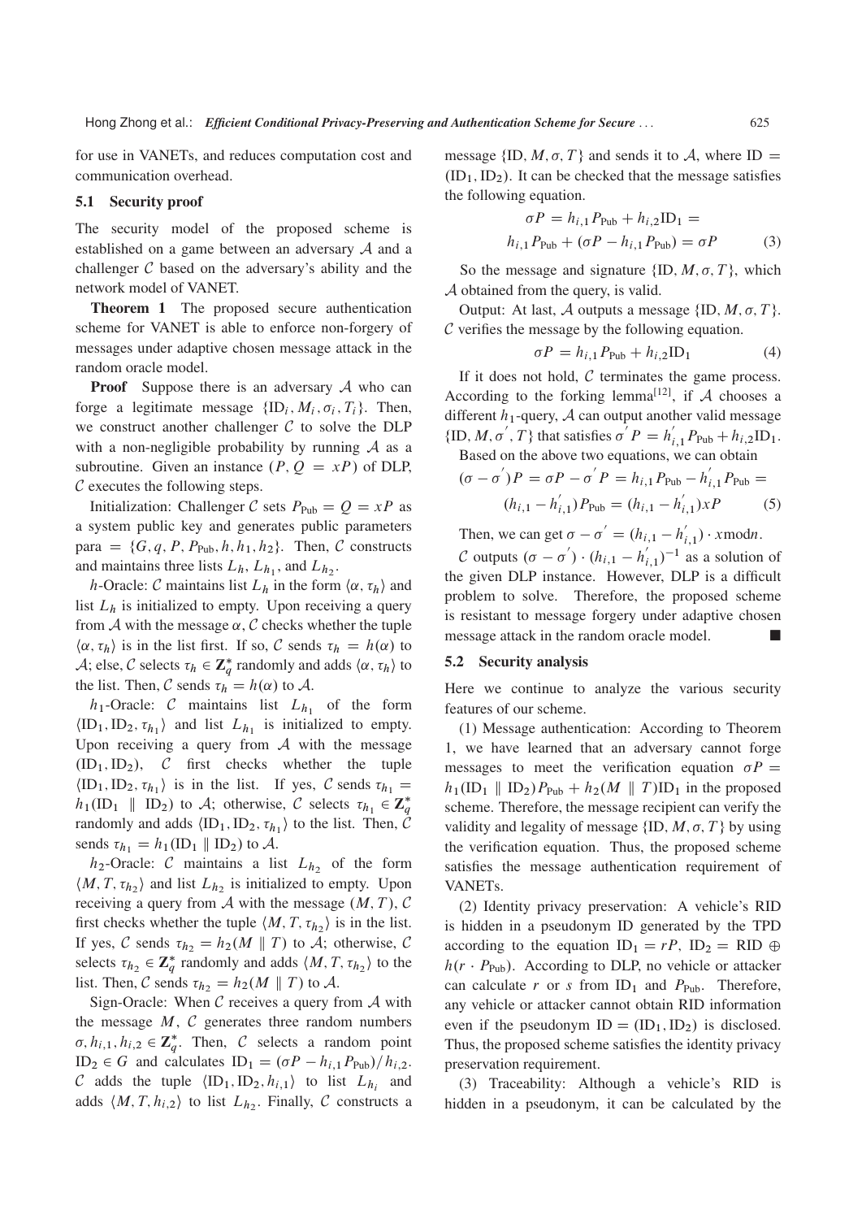for use in VANETs, and reduces computation cost and communication overhead.

### 5.1 Security proof

The security model of the proposed scheme is established on a game between an adversary $\mathcal{A}$ and a challenger $\mathcal{C}$ based on the adversary's ability and the network model of VANET.

**Theorem 1** The proposed secure authentication scheme for VANET is able to enforce non-forgery of messages under adaptive chosen message attack in the random oracle model.

**Proof** Suppose there is an adversary $\mathcal{A}$ who can forge a legitimate message $\{\text{ID}_i, M_i, \sigma_i, T_i\}$. Then, we construct another challenger $\mathcal{C}$ to solve the DLP with a non-negligible probability by running $\mathcal{A}$ as a subroutine. Given an instance $(P, Q = xP)$ of DLP, $\mathcal{C}$ executes the following steps.

Initialization: Challenger $\mathcal{C}$ sets $P_{\text{Pub}} = Q = xP$ as a system public key and generates public parameters para $= \{G, q, P, P_{\text{Pub}}, h, h_1, h_2\}$. Then, $\mathcal{C}$ constructs and maintains three lists $L_h$, $L_{h_1}$, and $L_{h_2}$.

$h$-Oracle: $\mathcal{C}$ maintains list $L_h$ in the form $\langle \alpha, \tau_h \rangle$ and list $L_h$ is initialized to empty. Upon receiving a query from $\mathcal{A}$ with the message $\alpha$, $\mathcal{C}$ checks whether the tuple $\langle \alpha, \tau_h \rangle$ is in the list first. If so, $\mathcal{C}$ sends $\tau_h = h(\alpha)$ to $\mathcal{A}$; else, $\mathcal{C}$ selects $\tau_h \in \mathbf{Z}_q^*$ randomly and adds $\langle \alpha, \tau_h \rangle$ to the list. Then, $\mathcal{C}$ sends $\tau_h = h(\alpha)$ to $\mathcal{A}$.

$h_1$-Oracle: $\mathcal{C}$ maintains list $L_{h_1}$ of the form $\langle \text{ID}_1, \text{ID}_2, \tau_{h_1} \rangle$ and list $L_{h_1}$ is initialized to empty. Upon receiving a query from $\mathcal{A}$ with the message $(\text{ID}_1, \text{ID}_2)$, $\mathcal{C}$ first checks whether the tuple $\langle \text{ID}_1, \text{ID}_2, \tau_{h_1} \rangle$ is in the list. If yes, $\mathcal{C}$ sends $\tau_{h_1} = h_1(\text{ID}_1 \parallel \text{ID}_2)$ to $\mathcal{A}$; otherwise, $\mathcal{C}$ selects $\tau_{h_1} \in \mathbf{Z}_q^*$ randomly and adds $\langle \text{ID}_1, \text{ID}_2, \tau_{h_1} \rangle$ to the list. Then, $\mathcal{C}$ sends $\tau_{h_1} = h_1(\text{ID}_1 \parallel \text{ID}_2)$ to $\mathcal{A}$.

$h_2$-Oracle: $\mathcal{C}$ maintains a list $L_{h_2}$ of the form $\langle M, T, \tau_{h_2} \rangle$ and list $L_{h_2}$ is initialized to empty. Upon receiving a query from $\mathcal{A}$ with the message $(M, T)$, $\mathcal{C}$ first checks whether the tuple $\langle M, T, \tau_{h_2} \rangle$ is in the list. If yes, $\mathcal{C}$ sends $\tau_{h_2} = h_2(M \parallel T)$ to $\mathcal{A}$; otherwise, $\mathcal{C}$ selects $\tau_{h_2} \in \mathbf{Z}_q^*$ randomly and adds $\langle M, T, \tau_{h_2} \rangle$ to the list. Then, $\mathcal{C}$ sends $\tau_{h_2} = h_2(M \parallel T)$ to $\mathcal{A}$.

Sign-Oracle: When $\mathcal{C}$ receives a query from $\mathcal{A}$ with the message $M$, $\mathcal{C}$ generates three random numbers $\sigma, h_{i,1}, h_{i,2} \in \mathbf{Z}_q^*$. Then, $\mathcal{C}$ selects a random point $\text{ID}_2 \in G$ and calculates $\text{ID}_1 = (\sigma P - h_{i,1} P_{\text{Pub}})/h_{i,2}$. $\mathcal{C}$ adds the tuple $\langle \text{ID}_1, \text{ID}_2, h_{i,1} \rangle$ to list $L_{h_i}$ and adds $\langle M, T, h_{i,2} \rangle$ to list $L_{h_2}$. Finally, $\mathcal{C}$ constructs a message $\{\text{ID}, M, \sigma, T\}$ and sends it to $\mathcal{A}$, where $\text{ID} = (\text{ID}_1, \text{ID}_2)$. It can be checked that the message satisfies the following equation.

$$\sigma P = h_{i,1} P_{\text{Pub}} + h_{i,2} \text{ID}_1 = \\ h_{i,1} P_{\text{Pub}} + (\sigma P - h_{i,1} P_{\text{Pub}}) = \sigma P \tag{3}$$

So the message and signature $\{\text{ID}, M, \sigma, T\}$, which $\mathcal{A}$ obtained from the query, is valid.

Output: At last, $\mathcal{A}$ outputs a message $\{\text{ID}, M, \sigma, T\}$. $\mathcal{C}$ verifies the message by the following equation.

$$\sigma P = h_{i,1} P_{\text{Pub}} + h_{i,2} \text{ID}_1 \tag{4}$$

If it does not hold, $\mathcal{C}$ terminates the game process. According to the forking lemma[12], if $\mathcal{A}$ chooses a different $h_1$-query, $\mathcal{A}$ can output another valid message $\{\text{ID}, M, \sigma', T\}$ that satisfies $\sigma' P = h'_{i,1} P_{\text{Pub}} + h_{i,2} \text{ID}_1$.

Based on the above two equations, we can obtain

$$(\sigma - \sigma')P = \sigma P - \sigma' P = h_{i,1} P_{\text{Pub}} - h'_{i,1} P_{\text{Pub}} = \\ (h_{i,1} - h'_{i,1}) P_{\text{Pub}} = (h_{i,1} - h'_{i,1}) xP \tag{5}$$

Then, we can get $\sigma - \sigma' = (h_{i,1} - h'_{i,1}) \cdot x \bmod n$.

$\mathcal{C}$ outputs $(\sigma - \sigma') \cdot (h_{i,1} - h'_{i,1})^{-1}$ as a solution of the given DLP instance. However, DLP is a difficult problem to solve. Therefore, the proposed scheme is resistant to message forgery under adaptive chosen message attack in the random oracle model. ■

### 5.2 Security analysis

Here we continue to analyze the various security features of our scheme.

(1) Message authentication: According to Theorem 1, we have learned that an adversary cannot forge messages to meet the verification equation $\sigma P = h_1(\text{ID}_1 \parallel \text{ID}_2) P_{\text{Pub}} + h_2(M \parallel T) \text{ID}_1$ in the proposed scheme. Therefore, the message recipient can verify the validity and legality of message $\{\text{ID}, M, \sigma, T\}$ by using the verification equation. Thus, the proposed scheme satisfies the message authentication requirement of VANETs.

(2) Identity privacy preservation: A vehicle's RID is hidden in a pseudonym ID generated by the TPD according to the equation $\text{ID}_1 = rP$, $\text{ID}_2 = \text{RID} \oplus h(r \cdot P_{\text{Pub}})$. According to DLP, no vehicle or attacker can calculate $r$ or $s$ from $\text{ID}_1$ and $P_{\text{Pub}}$. Therefore, any vehicle or attacker cannot obtain RID information even if the pseudonym $\text{ID} = (\text{ID}_1, \text{ID}_2)$ is disclosed. Thus, the proposed scheme satisfies the identity privacy preservation requirement.

(3) Traceability: Although a vehicle's RID is hidden in a pseudonym, it can be calculated by the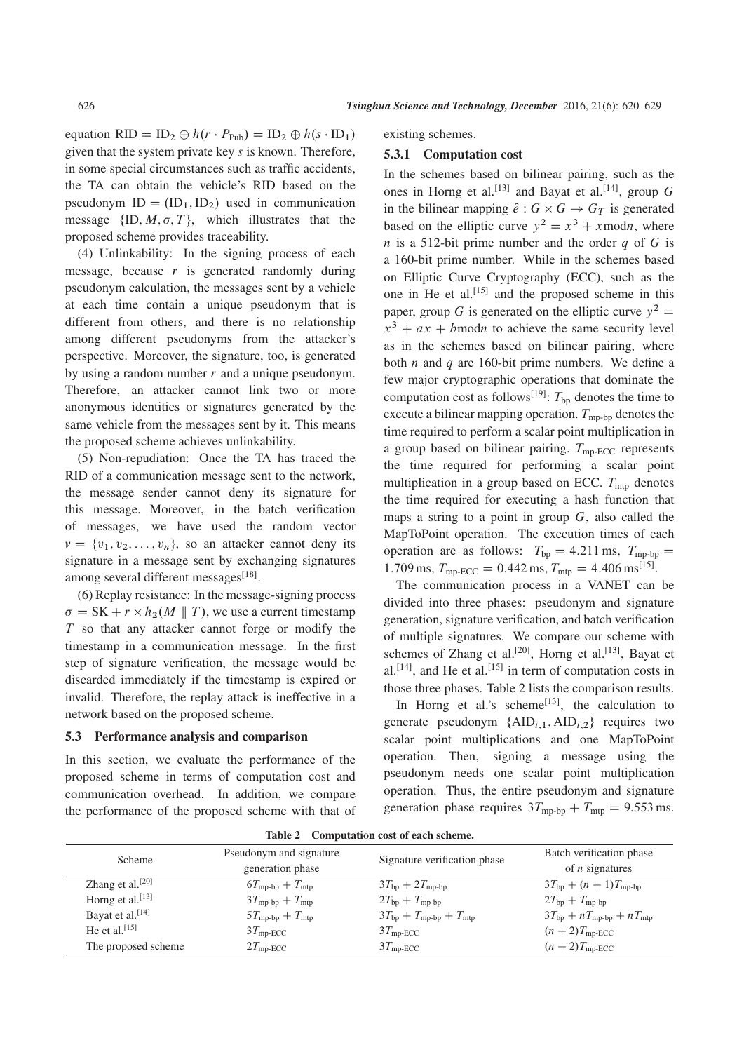equation $\text{RID} = \text{ID}_2 \oplus h(r \cdot P_{\text{Pub}}) = \text{ID}_2 \oplus h(s \cdot \text{ID}_1)$ given that the system private key $s$ is known. Therefore, in some special circumstances such as traffic accidents, the TA can obtain the vehicle's RID based on the pseudonym $\text{ID} = (\text{ID}_1, \text{ID}_2)$ used in communication message $\{\text{ID}, M, \sigma, T\}$, which illustrates that the proposed scheme provides traceability.

(4) Unlinkability: In the signing process of each message, because $r$ is generated randomly during pseudonym calculation, the messages sent by a vehicle at each time contain a unique pseudonym that is different from others, and there is no relationship among different pseudonyms from the attacker's perspective. Moreover, the signature, too, is generated by using a random number $r$ and a unique pseudonym. Therefore, an attacker cannot link two or more anonymous identities or signatures generated by the same vehicle from the messages sent by it. This means the proposed scheme achieves unlinkability.

(5) Non-repudiation: Once the TA has traced the RID of a communication message sent to the network, the message sender cannot deny its signature for this message. Moreover, in the batch verification of messages, we have used the random vector $\boldsymbol{v} = \{v_1, v_2, \ldots, v_n\}$, so an attacker cannot deny its signature in a message sent by exchanging signatures among several different messages[18].

(6) Replay resistance: In the message-signing process $\sigma = \text{SK} + r \times h_2(M \parallel T)$, we use a current timestamp $T$ so that any attacker cannot forge or modify the timestamp in a communication message. In the first step of signature verification, the message would be discarded immediately if the timestamp is expired or invalid. Therefore, the replay attack is ineffective in a network based on the proposed scheme.

### 5.3 Performance analysis and comparison

In this section, we evaluate the performance of the proposed scheme in terms of computation cost and communication overhead. In addition, we compare the performance of the proposed scheme with that of existing schemes.

#### 5.3.1 Computation cost

In the schemes based on bilinear pairing, such as the ones in Horng et al.[13] and Bayat et al.[14], group $G$ in the bilinear mapping $\hat{e} : G \times G \to G_T$ is generated based on the elliptic curve $y^2 = x^3 + x \bmod n$, where $n$ is a 512-bit prime number and the order $q$ of $G$ is a 160-bit prime number. While in the schemes based on Elliptic Curve Cryptography (ECC), such as the one in He et al.[15] and the proposed scheme in this paper, group $G$ is generated on the elliptic curve $y^2 = x^3 + ax + b \bmod n$ to achieve the same security level as in the schemes based on bilinear pairing, where both $n$ and $q$ are 160-bit prime numbers. We define a few major cryptographic operations that dominate the computation cost as follows[19]: $T_{\text{bp}}$ denotes the time to execute a bilinear mapping operation. $T_{\text{mp-bp}}$ denotes the time required to perform a scalar point multiplication in a group based on bilinear pairing. $T_{\text{mp-ECC}}$ represents the time required for performing a scalar point multiplication in a group based on ECC. $T_{\text{mtp}}$ denotes the time required for executing a hash function that maps a string to a point in group $G$, also called the MapToPoint operation. The execution times of each operation are as follows: $T_{\text{bp}} = 4.211$ ms, $T_{\text{mp-bp}} = 1.709$ ms, $T_{\text{mp-ECC}} = 0.442$ ms, $T_{\text{mtp}} = 4.406$ ms[15].

The communication process in a VANET can be divided into three phases: pseudonym and signature generation, signature verification, and batch verification of multiple signatures. We compare our scheme with schemes of Zhang et al.[20], Horng et al.[13], Bayat et al.[14], and He et al.[15] in term of computation costs in those three phases. Table 2 lists the comparison results.

In Horng et al.'s scheme[13], the calculation to generate pseudonym $\{\text{AID}_{i,1}, \text{AID}_{i,2}\}$ requires two scalar point multiplications and one MapToPoint operation. Then, signing a message using the pseudonym needs one scalar point multiplication operation. Thus, the entire pseudonym and signature generation phase requires $3T_{\text{mp-bp}} + T_{\text{mtp}} = 9.553$ ms.

**Table 2 Computation cost of each scheme.**

| Scheme | Pseudonym and signature generation phase | Signature verification phase | Batch verification phase of $n$ signatures |
|---|---|---|---|
| Zhang et al.[20] | $6T_{\text{mp-bp}} + T_{\text{mtp}}$ | $3T_{\text{bp}} + 2T_{\text{mp-bp}}$ | $3T_{\text{bp}} + (n+1)T_{\text{mp-bp}}$ |
| Horng et al.[13] | $3T_{\text{mp-bp}} + T_{\text{mtp}}$ | $2T_{\text{bp}} + T_{\text{mp-bp}}$ | $2T_{\text{bp}} + T_{\text{mp-bp}}$ |
| Bayat et al.[14] | $5T_{\text{mp-bp}} + T_{\text{mtp}}$ | $3T_{\text{bp}} + T_{\text{mp-bp}} + T_{\text{mtp}}$ | $3T_{\text{bp}} + nT_{\text{mp-bp}} + nT_{\text{mtp}}$ |
| He et al.[15] | $3T_{\text{mp-ECC}}$ | $3T_{\text{mp-ECC}}$ | $(n+2)T_{\text{mp-ECC}}$ |
| The proposed scheme | $2T_{\text{mp-ECC}}$ | $3T_{\text{mp-ECC}}$ | $(n+2)T_{\text{mp-ECC}}$ |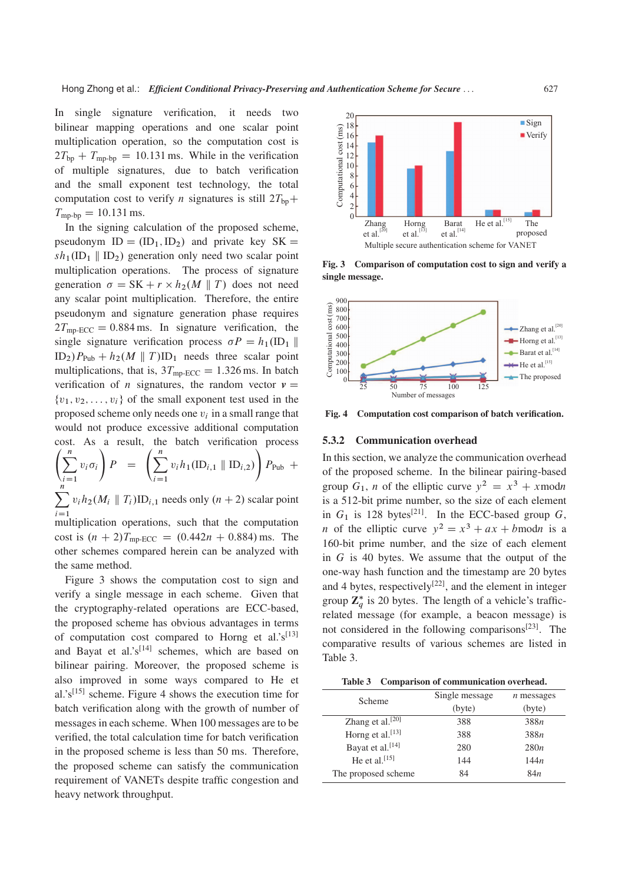In single signature verification, it needs two bilinear mapping operations and one scalar point multiplication operation, so the computation cost is $2T_{\text{bp}} + T_{\text{mp-bp}} = 10.131$ ms. While in the verification of multiple signatures, due to batch verification and the small exponent test technology, the total computation cost to verify $n$ signatures is still $2T_{\text{bp}} + T_{\text{mp-bp}} = 10.131$ ms.

In the signing calculation of the proposed scheme, pseudonym $\text{ID} = (\text{ID}_1, \text{ID}_2)$ and private key $\text{SK} = sh_1(\text{ID}_1 \parallel \text{ID}_2)$ generation only need two scalar point multiplication operations. The process of signature generation $\sigma = \text{SK} + r \times h_2(M \parallel T)$ does not need any scalar point multiplication. Therefore, the entire pseudonym and signature generation phase requires $2T_{\text{mp-ECC}} = 0.884$ ms. In signature verification, the single signature verification process $\sigma P = h_1(\text{ID}_1 \parallel \text{ID}_2)P_{\text{Pub}} + h_2(M \parallel T)\text{ID}_1$ needs three scalar point multiplications, that is, $3T_{\text{mp-ECC}} = 1.326$ ms. In batch verification of $n$ signatures, the random vector $\boldsymbol{v} = \{v_1, v_2, \ldots, v_i\}$ of the small exponent test used in the proposed scheme only needs one $v_i$ in a small range that would not produce excessive additional computation cost. As a result, the batch verification process $\left(\sum_{i=1}^{n} v_i \sigma_i\right) P = \left(\sum_{i=1}^{n} v_i h_1(\text{ID}_{i,1} \parallel \text{ID}_{i,2})\right) P_{\text{Pub}} + \sum_{i=1}^{n} v_i h_2(M_i \parallel T_i)\text{ID}_{i,1}$ needs only $(n + 2)$ scalar point multiplication operations, such that the computation cost is $(n + 2)T_{\text{mp-ECC}} = (0.442n + 0.884)$ ms. The other schemes compared herein can be analyzed with the same method.

Figure 3 shows the computation cost to sign and verify a single message in each scheme. Given that the cryptography-related operations are ECC-based, the proposed scheme has obvious advantages in terms of computation cost compared to Horng et al.'s[13] and Bayat et al.'s[14] schemes, which are based on bilinear pairing. Moreover, the proposed scheme is also improved in some ways compared to He et al.'s[15] scheme. Figure 4 shows the execution time for batch verification along with the growth of number of messages in each scheme. When 100 messages are to be verified, the total calculation time for batch verification in the proposed scheme is less than 50 ms. Therefore, the proposed scheme can satisfy the communication requirement of VANETs despite traffic congestion and heavy network throughput.

**Fig. 3 Comparison of computation cost to sign and verify a single message.**

**Fig. 4 Computation cost comparison of batch verification.**

### 5.3.2 Communication overhead

In this section, we analyze the communication overhead of the proposed scheme. In the bilinear pairing-based group $G_1$, $n$ of the elliptic curve $y^2 = x^3 + x \bmod n$ is a 512-bit prime number, so the size of each element in $G_1$ is 128 bytes[21]. In the ECC-based group $G$, $n$ of the elliptic curve $y^2 = x^3 + ax + b \bmod n$ is a 160-bit prime number, and the size of each element in $G$ is 40 bytes. We assume that the output of the one-way hash function and the timestamp are 20 bytes and 4 bytes, respectively[22], and the element in integer group $\mathbf{Z}_q^*$ is 20 bytes. The length of a vehicle's traffic-related message (for example, a beacon message) is not considered in the following comparisons[23]. The comparative results of various schemes are listed in Table 3.

**Table 3 Comparison of communication overhead.**

| Scheme | Single message (byte) | $n$ messages (byte) |
|---|---|---|
| Zhang et al.[20] | 388 | $388n$ |
| Horng et al.[13] | 388 | $388n$ |
| Bayat et al.[14] | 280 | $280n$ |
| He et al.[15] | 144 | $144n$ |
| The proposed scheme | 84 | $84n$ |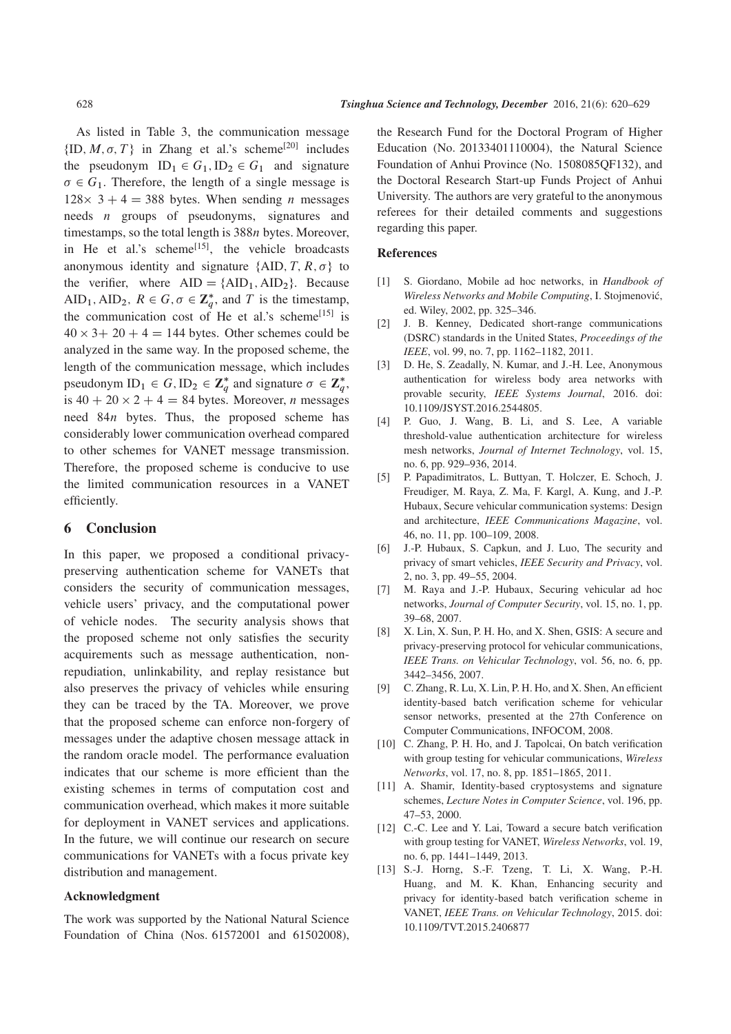As listed in Table 3, the communication message $\{\text{ID}, M, \sigma, T\}$ in Zhang et al.'s scheme[20] includes the pseudonym $\text{ID}_1 \in G_1, \text{ID}_2 \in G_1$ and signature $\sigma \in G_1$. Therefore, the length of a single message is $128\times 3 + 4 = 388$ bytes. When sending $n$ messages needs $n$ groups of pseudonyms, signatures and timestamps, so the total length is $388n$ bytes. Moreover, in He et al.'s scheme[15], the vehicle broadcasts anonymous identity and signature $\{\text{AID}, T, R, \sigma\}$ to the verifier, where $\text{AID} = \{\text{AID}_1, \text{AID}_2\}$. Because $\text{AID}_1, \text{AID}_2,\ R \in G, \sigma \in \mathbf{Z}_q^*$, and $T$ is the timestamp, the communication cost of He et al.'s scheme[15] is $40 \times 3 + 20 + 4 = 144$ bytes. Other schemes could be analyzed in the same way. In the proposed scheme, the length of the communication message, which includes pseudonym $\text{ID}_1 \in G, \text{ID}_2 \in \mathbf{Z}_q^*$ and signature $\sigma \in \mathbf{Z}_q^*$, is $40 + 20 \times 2 + 4 = 84$ bytes. Moreover, $n$ messages need $84n$ bytes. Thus, the proposed scheme has considerably lower communication overhead compared to other schemes for VANET message transmission. Therefore, the proposed scheme is conducive to use the limited communication resources in a VANET efficiently.

## 6 Conclusion

In this paper, we proposed a conditional privacy-preserving authentication scheme for VANETs that considers the security of communication messages, vehicle users' privacy, and the computational power of vehicle nodes. The security analysis shows that the proposed scheme not only satisfies the security acquirements such as message authentication, non-repudiation, unlinkability, and replay resistance but also preserves the privacy of vehicles while ensuring they can be traced by the TA. Moreover, we prove that the proposed scheme can enforce non-forgery of messages under the adaptive chosen message attack in the random oracle model. The performance evaluation indicates that our scheme is more efficient than the existing schemes in terms of computation cost and communication overhead, which makes it more suitable for deployment in VANET services and applications. In the future, we will continue our research on secure communications for VANETs with a focus private key distribution and management.

### Acknowledgment

The work was supported by the National Natural Science Foundation of China (Nos. 61572001 and 61502008), the Research Fund for the Doctoral Program of Higher Education (No. 20133401110004), the Natural Science Foundation of Anhui Province (No. 1508085QF132), and the Doctoral Research Start-up Funds Project of Anhui University. The authors are very grateful to the anonymous referees for their detailed comments and suggestions regarding this paper.

### References

[1] S. Giordano, Mobile ad hoc networks, in *Handbook of Wireless Networks and Mobile Computing*, I. Stojmenović, ed. Wiley, 2002, pp. 325–346.

[2] J. B. Kenney, Dedicated short-range communications (DSRC) standards in the United States, *Proceedings of the IEEE*, vol. 99, no. 7, pp. 1162–1182, 2011.

[3] D. He, S. Zeadally, N. Kumar, and J.-H. Lee, Anonymous authentication for wireless body area networks with provable security, *IEEE Systems Journal*, 2016. doi: 10.1109/JSYST.2016.2544805.

[4] P. Guo, J. Wang, B. Li, and S. Lee, A variable threshold-value authentication architecture for wireless mesh networks, *Journal of Internet Technology*, vol. 15, no. 6, pp. 929–936, 2014.

[5] P. Papadimitratos, L. Buttyan, T. Holczer, E. Schoch, J. Freudiger, M. Raya, Z. Ma, F. Kargl, A. Kung, and J.-P. Hubaux, Secure vehicular communication systems: Design and architecture, *IEEE Communications Magazine*, vol. 46, no. 11, pp. 100–109, 2008.

[6] J.-P. Hubaux, S. Capkun, and J. Luo, The security and privacy of smart vehicles, *IEEE Security and Privacy*, vol. 2, no. 3, pp. 49–55, 2004.

[7] M. Raya and J.-P. Hubaux, Securing vehicular ad hoc networks, *Journal of Computer Security*, vol. 15, no. 1, pp. 39–68, 2007.

[8] X. Lin, X. Sun, P. H. Ho, and X. Shen, GSIS: A secure and privacy-preserving protocol for vehicular communications, *IEEE Trans. on Vehicular Technology*, vol. 56, no. 6, pp. 3442–3456, 2007.

[9] C. Zhang, R. Lu, X. Lin, P. H. Ho, and X. Shen, An efficient identity-based batch verification scheme for vehicular sensor networks, presented at the 27th Conference on Computer Communications, INFOCOM, 2008.

[10] C. Zhang, P. H. Ho, and J. Tapolcai, On batch verification with group testing for vehicular communications, *Wireless Networks*, vol. 17, no. 8, pp. 1851–1865, 2011.

[11] A. Shamir, Identity-based cryptosystems and signature schemes, *Lecture Notes in Computer Science*, vol. 196, pp. 47–53, 2000.

[12] C.-C. Lee and Y. Lai, Toward a secure batch verification with group testing for VANET, *Wireless Networks*, vol. 19, no. 6, pp. 1441–1449, 2013.

[13] S.-J. Horng, S.-F. Tzeng, T. Li, X. Wang, P.-H. Huang, and M. K. Khan, Enhancing security and privacy for identity-based batch verification scheme in VANET, *IEEE Trans. on Vehicular Technology*, 2015. doi: 10.1109/TVT.2015.2406877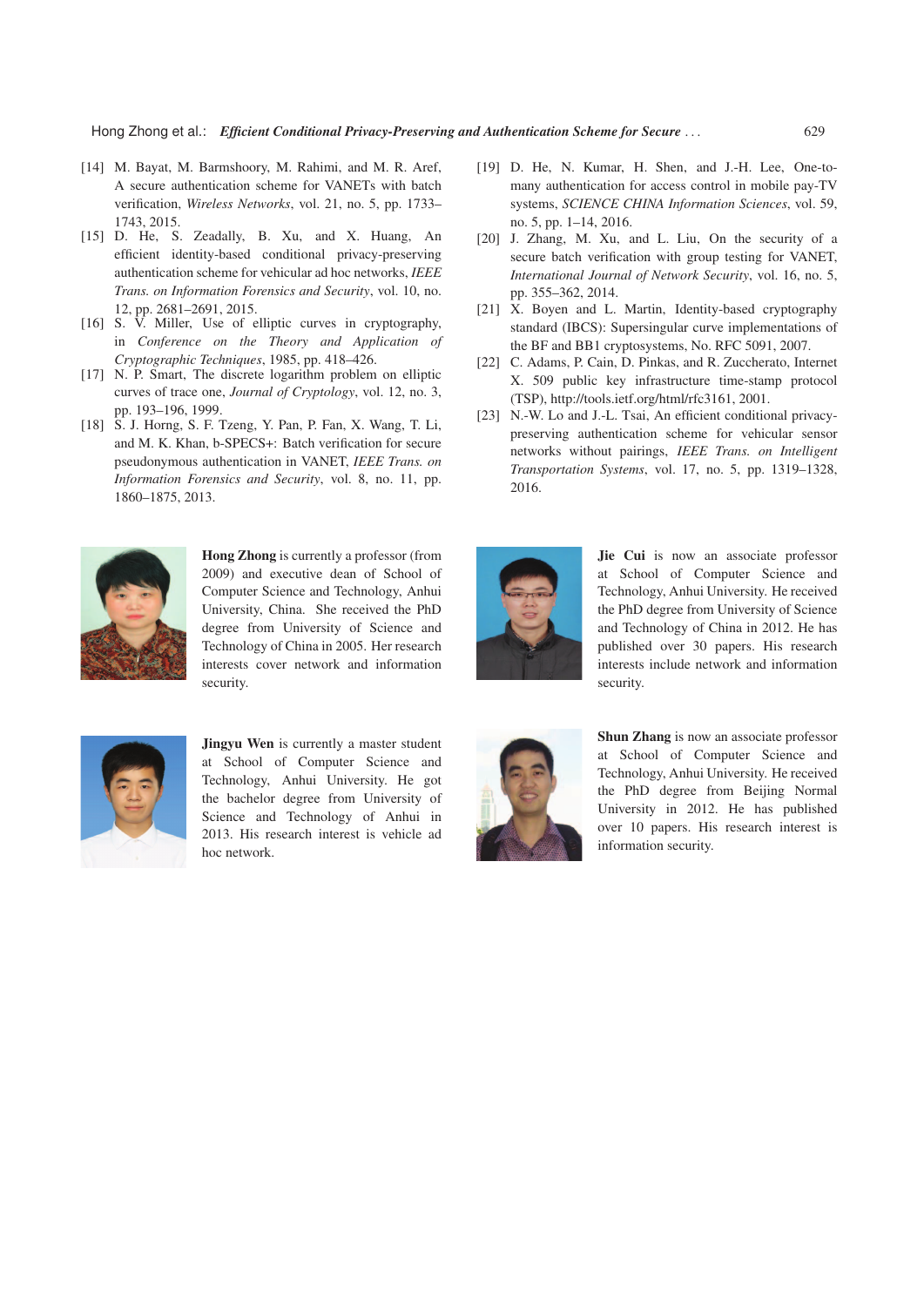[14] M. Bayat, M. Barmshoory, M. Rahimi, and M. R. Aref, A secure authentication scheme for VANETs with batch verification, *Wireless Networks*, vol. 21, no. 5, pp. 1733–1743, 2015.

[15] D. He, S. Zeadally, B. Xu, and X. Huang, An efficient identity-based conditional privacy-preserving authentication scheme for vehicular ad hoc networks, *IEEE Trans. on Information Forensics and Security*, vol. 10, no. 12, pp. 2681–2691, 2015.

[16] S. V. Miller, Use of elliptic curves in cryptography, in *Conference on the Theory and Application of Cryptographic Techniques*, 1985, pp. 418–426.

[17] N. P. Smart, The discrete logarithm problem on elliptic curves of trace one, *Journal of Cryptology*, vol. 12, no. 3, pp. 193–196, 1999.

[18] S. J. Horng, S. F. Tzeng, Y. Pan, P. Fan, X. Wang, T. Li, and M. K. Khan, b-SPECS+: Batch verification for secure pseudonymous authentication in VANET, *IEEE Trans. on Information Forensics and Security*, vol. 8, no. 11, pp. 1860–1875, 2013.

[19] D. He, N. Kumar, H. Shen, and J.-H. Lee, One-to-many authentication for access control in mobile pay-TV systems, *SCIENCE CHINA Information Sciences*, vol. 59, no. 5, pp. 1–14, 2016.

[20] J. Zhang, M. Xu, and L. Liu, On the security of a secure batch verification with group testing for VANET, *International Journal of Network Security*, vol. 16, no. 5, pp. 355–362, 2014.

[21] X. Boyen and L. Martin, Identity-based cryptography standard (IBCS): Supersingular curve implementations of the BF and BB1 cryptosystems, No. RFC 5091, 2007.

[22] C. Adams, P. Cain, D. Pinkas, and R. Zuccherato, Internet X. 509 public key infrastructure time-stamp protocol (TSP), http://tools.ietf.org/html/rfc3161, 2001.

[23] N.-W. Lo and J.-L. Tsai, An efficient conditional privacy-preserving authentication scheme for vehicular sensor networks without pairings, *IEEE Trans. on Intelligent Transportation Systems*, vol. 17, no. 5, pp. 1319–1328, 2016.

**Hong Zhong** is currently a professor (from 2009) and executive dean of School of Computer Science and Technology, Anhui University, China. She received the PhD degree from University of Science and Technology of China in 2005. Her research interests cover network and information security.

**Jingyu Wen** is currently a master student at School of Computer Science and Technology, Anhui University. He got the bachelor degree from University of Science and Technology of Anhui in 2013. His research interest is vehicle ad hoc network.

**Jie Cui** is now an associate professor at School of Computer Science and Technology, Anhui University. He received the PhD degree from University of Science and Technology of China in 2012. He has published over 30 papers. His research interests include network and information security.

**Shun Zhang** is now an associate professor at School of Computer Science and Technology, Anhui University. He received the PhD degree from Beijing Normal University in 2012. He has published over 10 papers. His research interest is information security.